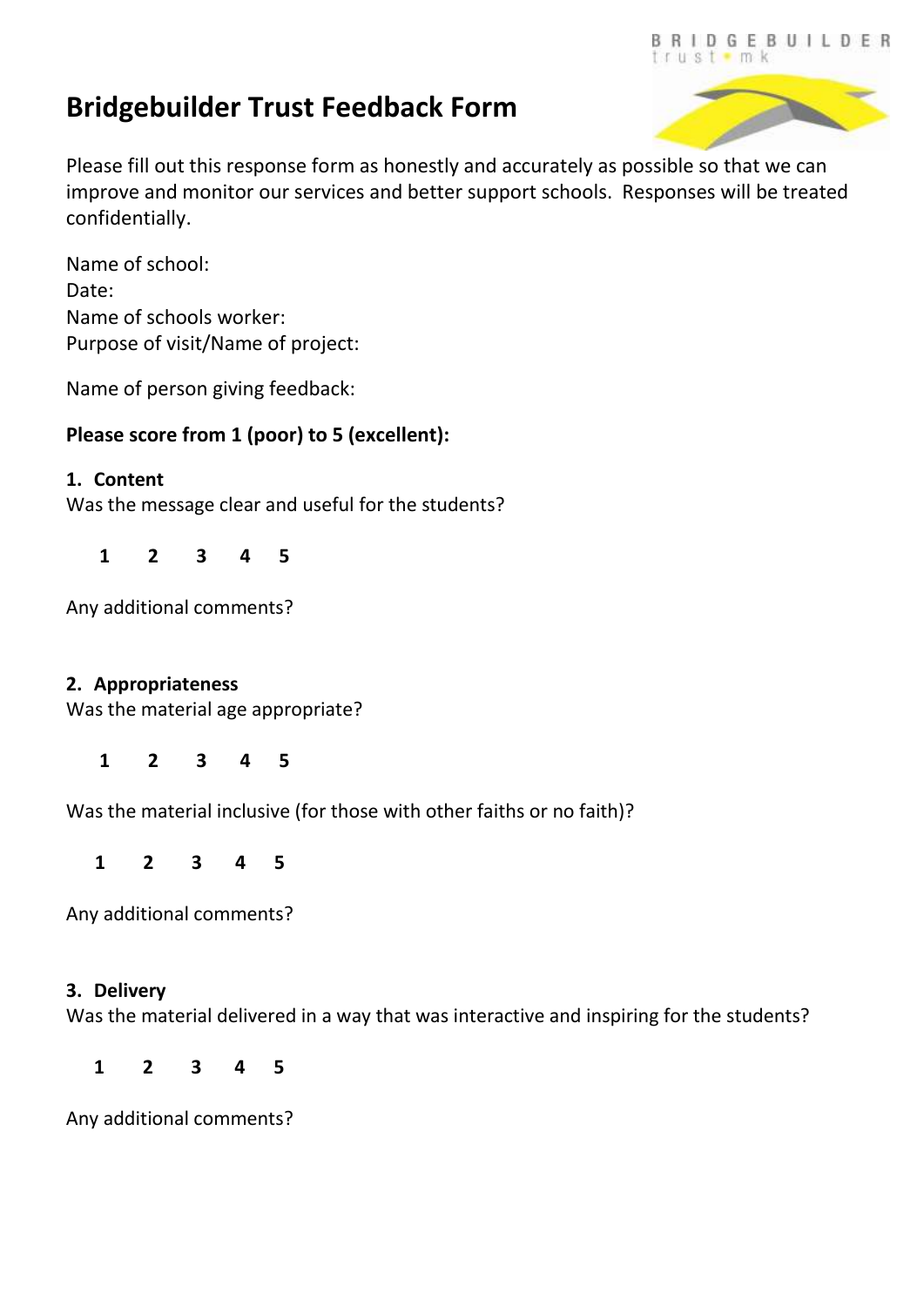# Bridgebuilder Trust Feedback Form

Please fill out this response form as honestly and accurately as possible so that we can improve and monitor our services and better support schools. Responses will be treated confidentially.

Name of school:
Date:
Name of schools worker:
Purpose of visit/Name of project:

Name of person giving feedback:

**Please score from 1 (poor) to 5 (excellent):**

**1. Content**

Was the message clear and useful for the students?

**1 2 3 4 5**

Any additional comments?

**2. Appropriateness**

Was the material age appropriate?

**1 2 3 4 5**

Was the material inclusive (for those with other faiths or no faith)?

**1 2 3 4 5**

Any additional comments?

**3. Delivery**

Was the material delivered in a way that was interactive and inspiring for the students?

**1 2 3 4 5**

Any additional comments?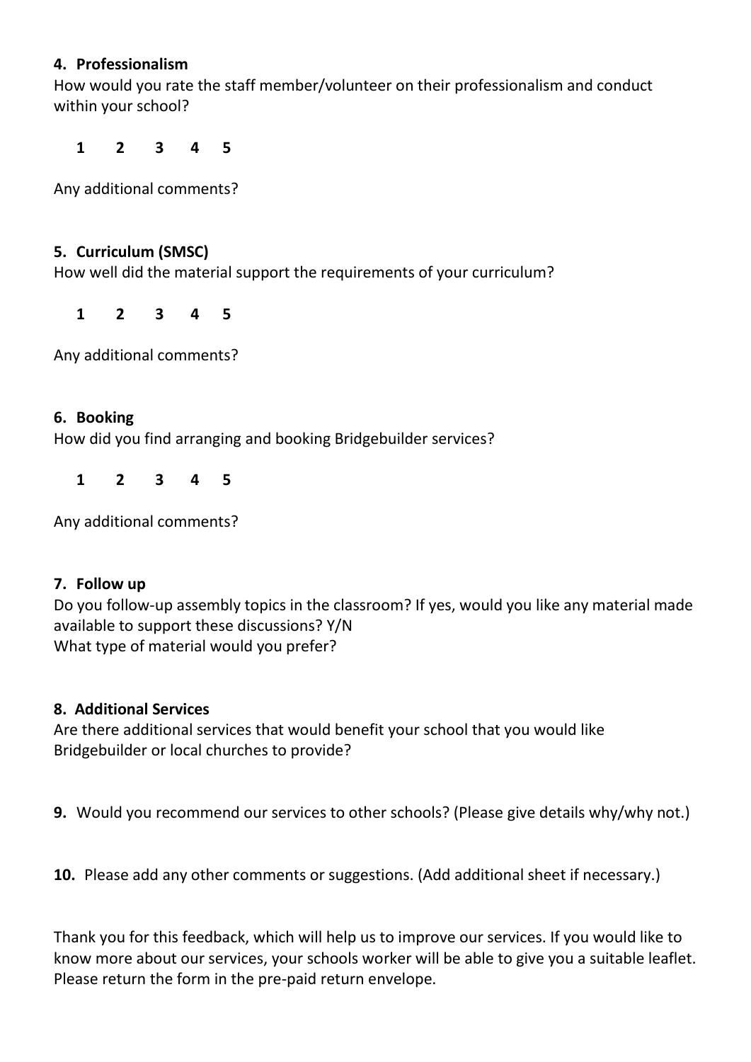#### 4. Professionalism

How would you rate the staff member/volunteer on their professionalism and conduct within your school?

**1 2 3 4 5**

Any additional comments?

#### 5. Curriculum (SMSC)

How well did the material support the requirements of your curriculum?

**1 2 3 4 5**

Any additional comments?

#### 6. Booking

How did you find arranging and booking Bridgebuilder services?

**1 2 3 4 5**

Any additional comments?

#### 7. Follow up

Do you follow-up assembly topics in the classroom? If yes, would you like any material made available to support these discussions? Y/N

What type of material would you prefer?

#### 8. Additional Services

Are there additional services that would benefit your school that you would like Bridgebuilder or local churches to provide?

**9.** Would you recommend our services to other schools? (Please give details why/why not.)

**10.** Please add any other comments or suggestions. (Add additional sheet if necessary.)

Thank you for this feedback, which will help us to improve our services. If you would like to know more about our services, your schools worker will be able to give you a suitable leaflet. Please return the form in the pre-paid return envelope.